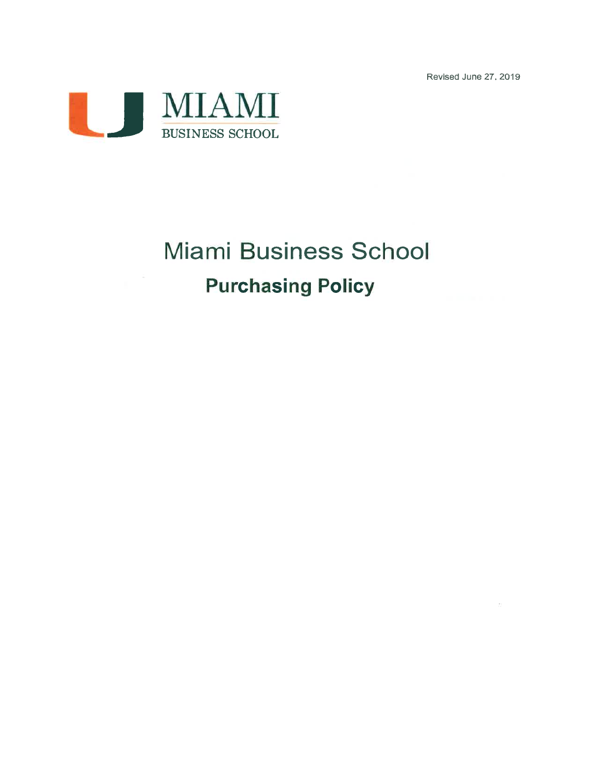Revised June 27, 2019

MIAMI
BUSINESS SCHOOL

# Miami Business School

## Purchasing Policy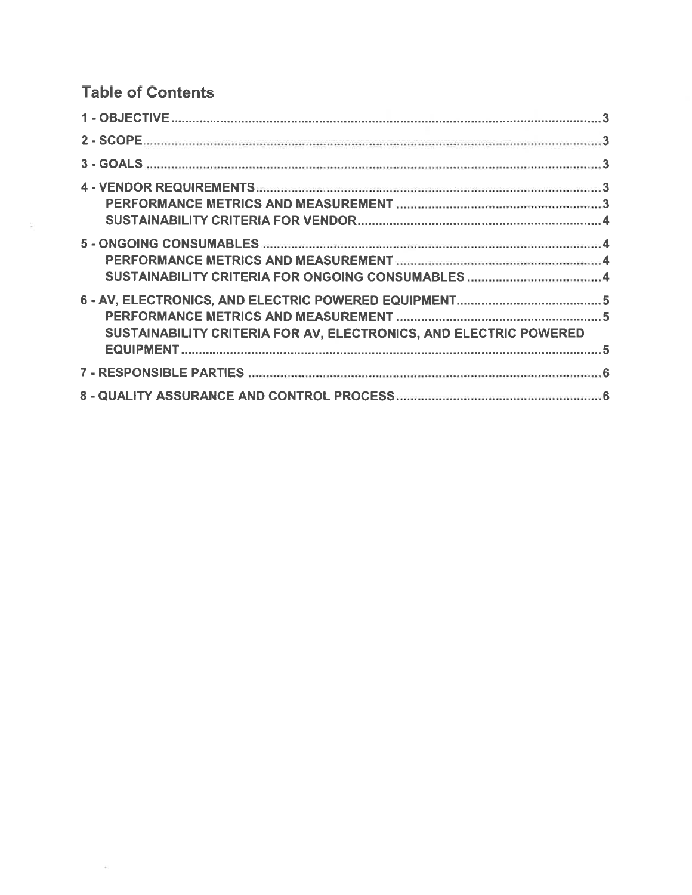## Table of Contents

- 1 - OBJECTIVE ........ 3
- 2 - SCOPE ........ 3
- 3 - GOALS ........ 3
- 4 - VENDOR REQUIREMENTS ........ 3
  - PERFORMANCE METRICS AND MEASUREMENT ........ 3
  - SUSTAINABILITY CRITERIA FOR VENDOR ........ 4
- 5 - ONGOING CONSUMABLES ........ 4
  - PERFORMANCE METRICS AND MEASUREMENT ........ 4
  - SUSTAINABILITY CRITERIA FOR ONGOING CONSUMABLES ........ 4
- 6 - AV, ELECTRONICS, AND ELECTRIC POWERED EQUIPMENT ........ 5
  - PERFORMANCE METRICS AND MEASUREMENT ........ 5
  - SUSTAINABILITY CRITERIA FOR AV, ELECTRONICS, AND ELECTRIC POWERED EQUIPMENT ........ 5
- 7 - RESPONSIBLE PARTIES ........ 6
- 8 - QUALITY ASSURANCE AND CONTROL PROCESS ........ 6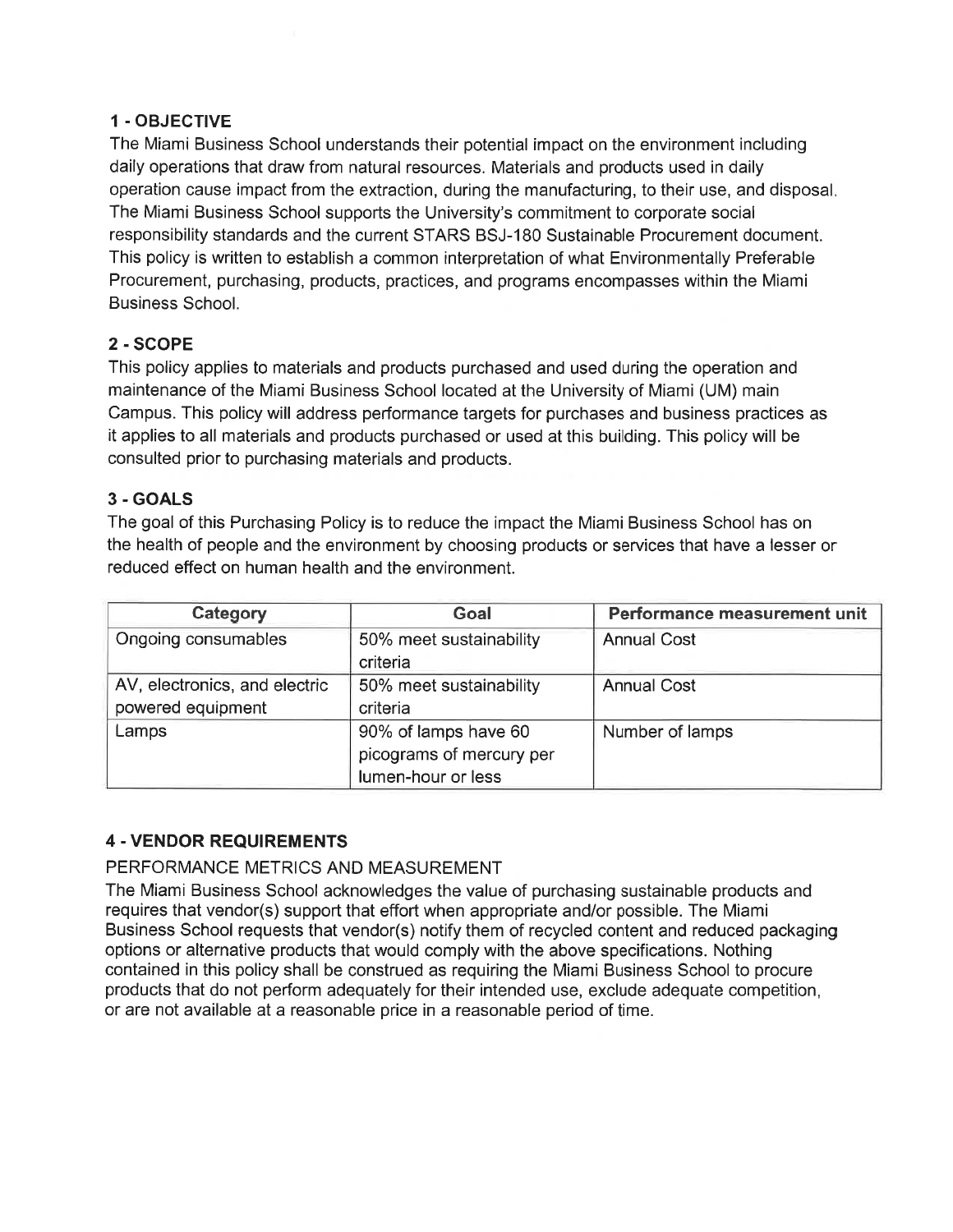## 1 - OBJECTIVE

The Miami Business School understands their potential impact on the environment including daily operations that draw from natural resources. Materials and products used in daily operation cause impact from the extraction, during the manufacturing, to their use, and disposal. The Miami Business School supports the University's commitment to corporate social responsibility standards and the current STARS BSJ-180 Sustainable Procurement document. This policy is written to establish a common interpretation of what Environmentally Preferable Procurement, purchasing, products, practices, and programs encompasses within the Miami Business School.

## 2 - SCOPE

This policy applies to materials and products purchased and used during the operation and maintenance of the Miami Business School located at the University of Miami (UM) main Campus. This policy will address performance targets for purchases and business practices as it applies to all materials and products purchased or used at this building. This policy will be consulted prior to purchasing materials and products.

## 3 - GOALS

The goal of this Purchasing Policy is to reduce the impact the Miami Business School has on the health of people and the environment by choosing products or services that have a lesser or reduced effect on human health and the environment.

| Category | Goal | Performance measurement unit |
|---|---|---|
| Ongoing consumables | 50% meet sustainability criteria | Annual Cost |
| AV, electronics, and electric powered equipment | 50% meet sustainability criteria | Annual Cost |
| Lamps | 90% of lamps have 60 picograms of mercury per lumen-hour or less | Number of lamps |

## 4 - VENDOR REQUIREMENTS

PERFORMANCE METRICS AND MEASUREMENT

The Miami Business School acknowledges the value of purchasing sustainable products and requires that vendor(s) support that effort when appropriate and/or possible. The Miami Business School requests that vendor(s) notify them of recycled content and reduced packaging options or alternative products that would comply with the above specifications. Nothing contained in this policy shall be construed as requiring the Miami Business School to procure products that do not perform adequately for their intended use, exclude adequate competition, or are not available at a reasonable price in a reasonable period of time.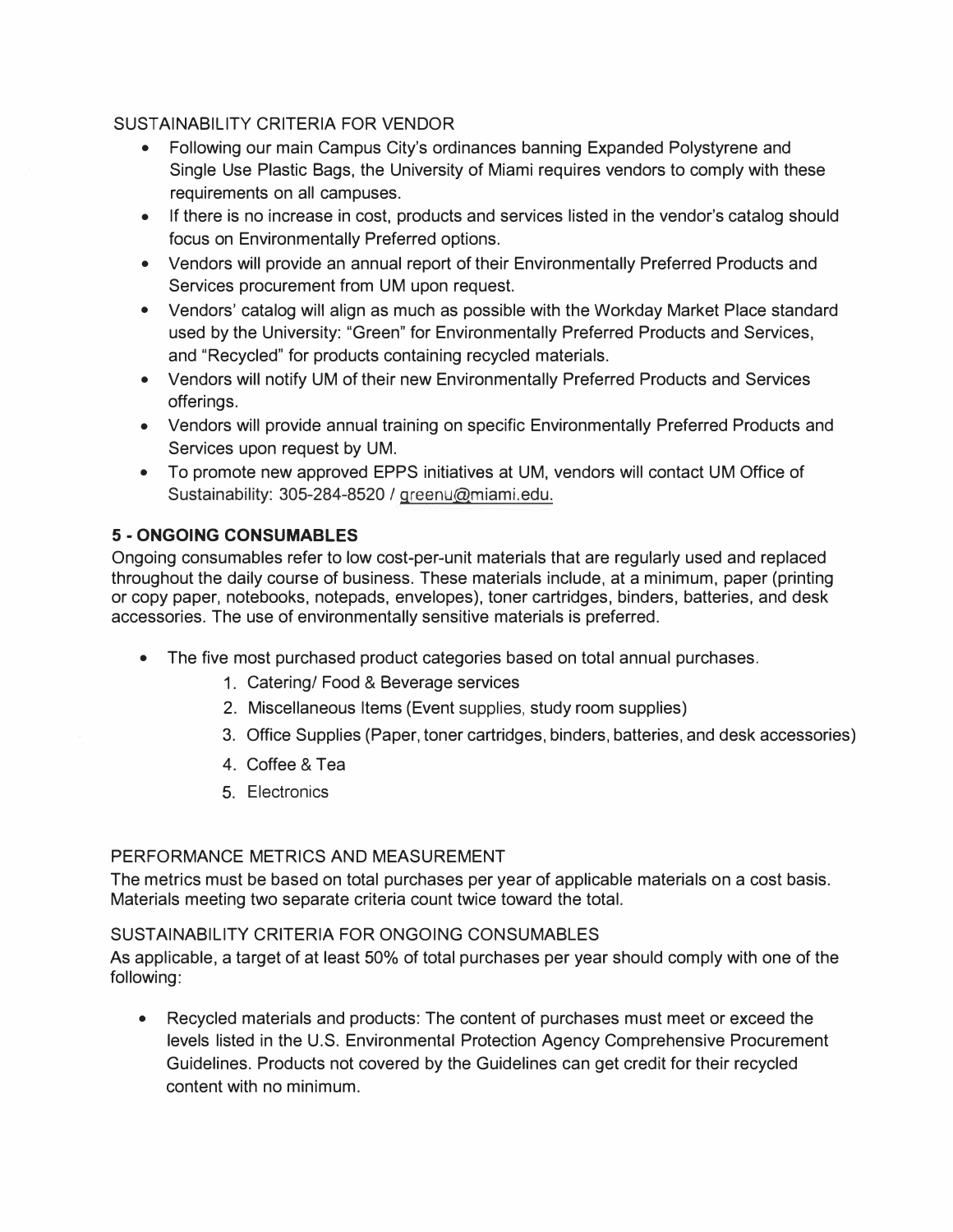SUSTAINABILITY CRITERIA FOR VENDOR

- Following our main Campus City's ordinances banning Expanded Polystyrene and Single Use Plastic Bags, the University of Miami requires vendors to comply with these requirements on all campuses.
- If there is no increase in cost, products and services listed in the vendor's catalog should focus on Environmentally Preferred options.
- Vendors will provide an annual report of their Environmentally Preferred Products and Services procurement from UM upon request.
- Vendors' catalog will align as much as possible with the Workday Market Place standard used by the University: "Green" for Environmentally Preferred Products and Services, and "Recycled" for products containing recycled materials.
- Vendors will notify UM of their new Environmentally Preferred Products and Services offerings.
- Vendors will provide annual training on specific Environmentally Preferred Products and Services upon request by UM.
- To promote new approved EPPS initiatives at UM, vendors will contact UM Office of Sustainability: 305-284-8520 / greenu@miami.edu.

## 5 - ONGOING CONSUMABLES

Ongoing consumables refer to low cost-per-unit materials that are regularly used and replaced throughout the daily course of business. These materials include, at a minimum, paper (printing or copy paper, notebooks, notepads, envelopes), toner cartridges, binders, batteries, and desk accessories. The use of environmentally sensitive materials is preferred.

- The five most purchased product categories based on total annual purchases.
    1. Catering/ Food & Beverage services
    2. Miscellaneous Items (Event supplies, study room supplies)
    3. Office Supplies (Paper, toner cartridges, binders, batteries, and desk accessories)
    4. Coffee & Tea
    5. Electronics

PERFORMANCE METRICS AND MEASUREMENT

The metrics must be based on total purchases per year of applicable materials on a cost basis. Materials meeting two separate criteria count twice toward the total.

SUSTAINABILITY CRITERIA FOR ONGOING CONSUMABLES

As applicable, a target of at least 50% of total purchases per year should comply with one of the following:

- Recycled materials and products: The content of purchases must meet or exceed the levels listed in the U.S. Environmental Protection Agency Comprehensive Procurement Guidelines. Products not covered by the Guidelines can get credit for their recycled content with no minimum.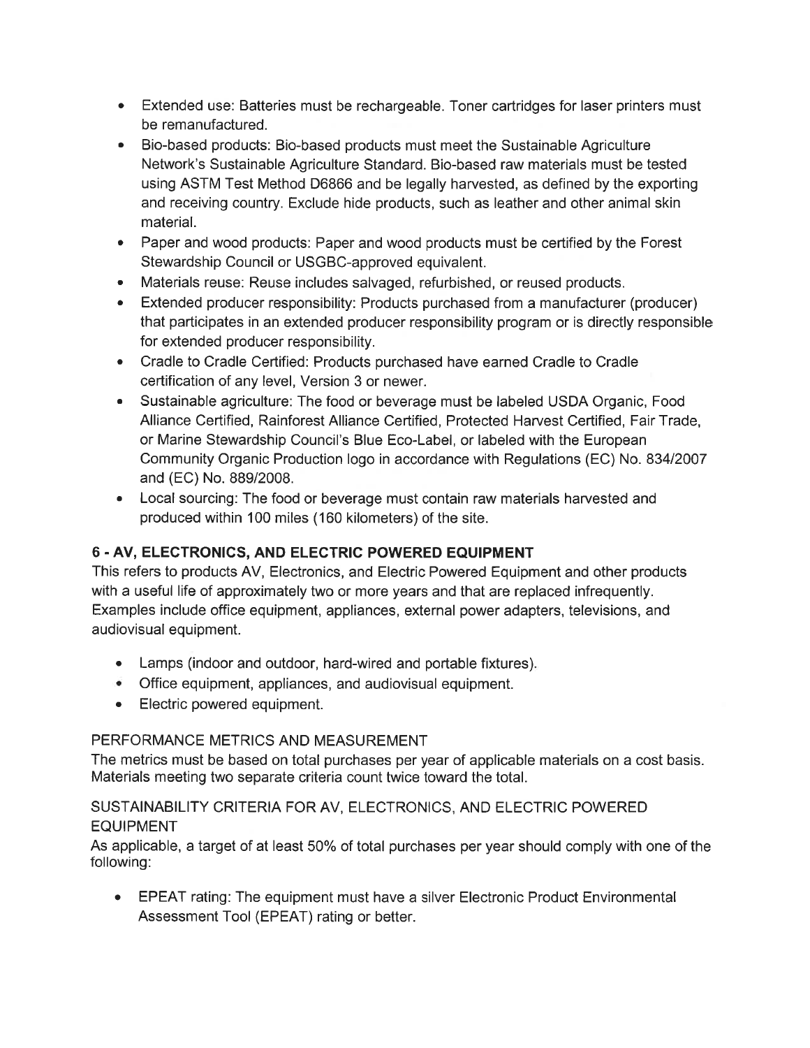- Extended use: Batteries must be rechargeable. Toner cartridges for laser printers must be remanufactured.
- Bio-based products: Bio-based products must meet the Sustainable Agriculture Network's Sustainable Agriculture Standard. Bio-based raw materials must be tested using ASTM Test Method D6866 and be legally harvested, as defined by the exporting and receiving country. Exclude hide products, such as leather and other animal skin material.
- Paper and wood products: Paper and wood products must be certified by the Forest Stewardship Council or USGBC-approved equivalent.
- Materials reuse: Reuse includes salvaged, refurbished, or reused products.
- Extended producer responsibility: Products purchased from a manufacturer (producer) that participates in an extended producer responsibility program or is directly responsible for extended producer responsibility.
- Cradle to Cradle Certified: Products purchased have earned Cradle to Cradle certification of any level, Version 3 or newer.
- Sustainable agriculture: The food or beverage must be labeled USDA Organic, Food Alliance Certified, Rainforest Alliance Certified, Protected Harvest Certified, Fair Trade, or Marine Stewardship Council's Blue Eco-Label, or labeled with the European Community Organic Production logo in accordance with Regulations (EC) No. 834/2007 and (EC) No. 889/2008.
- Local sourcing: The food or beverage must contain raw materials harvested and produced within 100 miles (160 kilometers) of the site.

## 6 - AV, ELECTRONICS, AND ELECTRIC POWERED EQUIPMENT

This refers to products AV, Electronics, and Electric Powered Equipment and other products with a useful life of approximately two or more years and that are replaced infrequently. Examples include office equipment, appliances, external power adapters, televisions, and audiovisual equipment.

- Lamps (indoor and outdoor, hard-wired and portable fixtures).
- Office equipment, appliances, and audiovisual equipment.
- Electric powered equipment.

### PERFORMANCE METRICS AND MEASUREMENT

The metrics must be based on total purchases per year of applicable materials on a cost basis. Materials meeting two separate criteria count twice toward the total.

### SUSTAINABILITY CRITERIA FOR AV, ELECTRONICS, AND ELECTRIC POWERED EQUIPMENT

As applicable, a target of at least 50% of total purchases per year should comply with one of the following:

- EPEAT rating: The equipment must have a silver Electronic Product Environmental Assessment Tool (EPEAT) rating or better.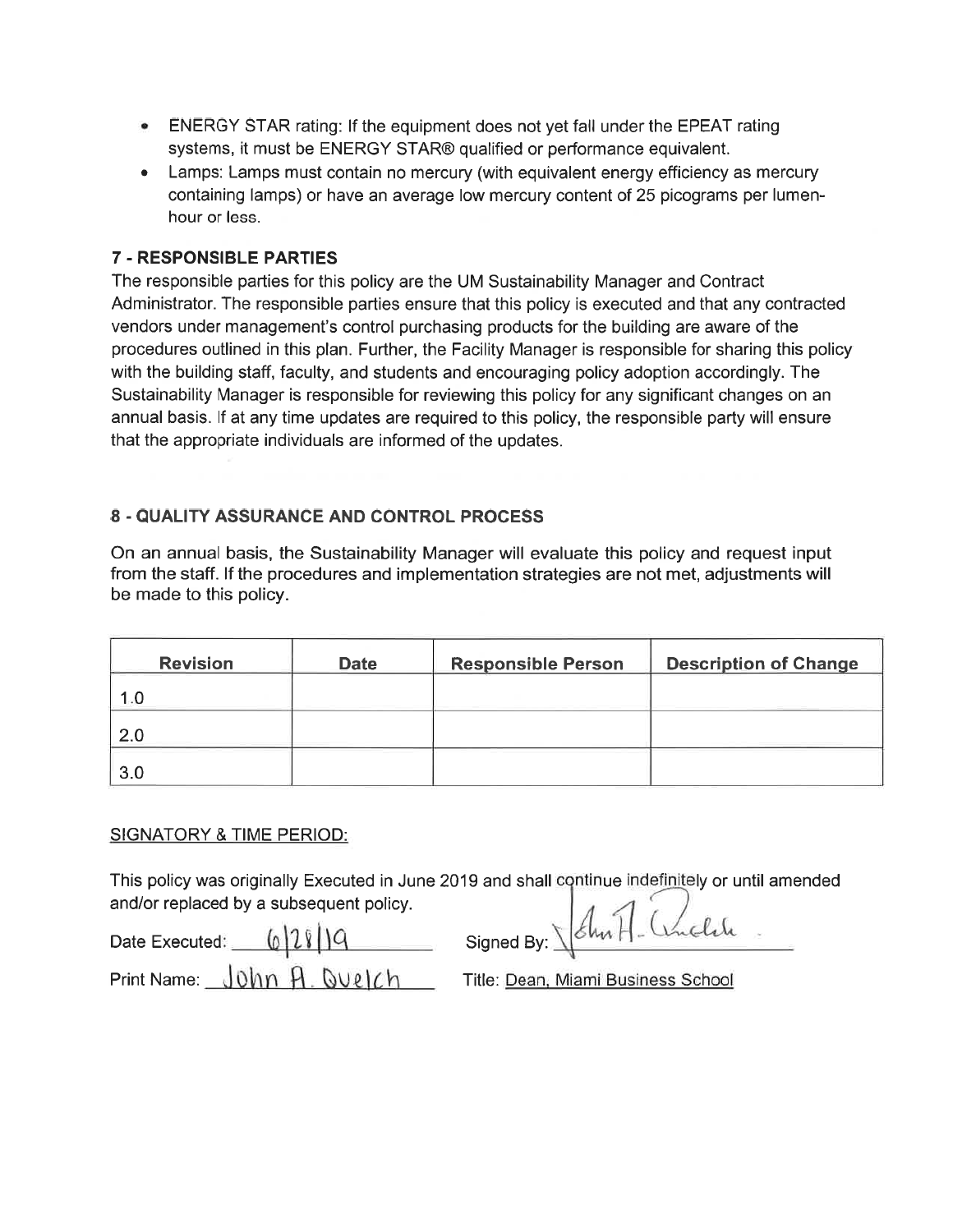- ENERGY STAR rating: If the equipment does not yet fall under the EPEAT rating systems, it must be ENERGY STAR® qualified or performance equivalent.
- Lamps: Lamps must contain no mercury (with equivalent energy efficiency as mercury containing lamps) or have an average low mercury content of 25 picograms per lumen-hour or less.

### 7 - RESPONSIBLE PARTIES

The responsible parties for this policy are the UM Sustainability Manager and Contract Administrator. The responsible parties ensure that this policy is executed and that any contracted vendors under management's control purchasing products for the building are aware of the procedures outlined in this plan. Further, the Facility Manager is responsible for sharing this policy with the building staff, faculty, and students and encouraging policy adoption accordingly. The Sustainability Manager is responsible for reviewing this policy for any significant changes on an annual basis. If at any time updates are required to this policy, the responsible party will ensure that the appropriate individuals are informed of the updates.

### 8 - QUALITY ASSURANCE AND CONTROL PROCESS

On an annual basis, the Sustainability Manager will evaluate this policy and request input from the staff. If the procedures and implementation strategies are not met, adjustments will be made to this policy.

| Revision | Date | Responsible Person | Description of Change |
|---|---|---|---|
| 1.0 | | | |
| 2.0 | | | |
| 3.0 | | | |

SIGNATORY & TIME PERIOD:

This policy was originally Executed in June 2019 and shall continue indefinitely or until amended and/or replaced by a subsequent policy.

Date Executed: 6/28/19 Signed By: John A. Quelch

Print Name: John A. Quelch Title: Dean, Miami Business School